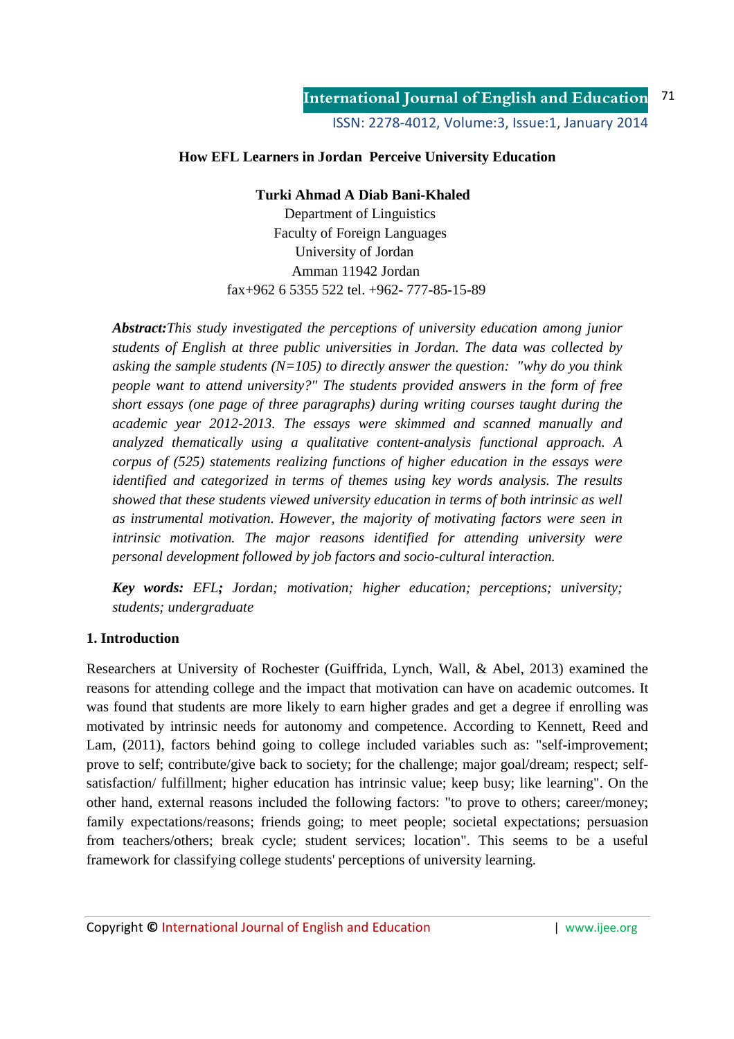# How EFL Learners in Jordan Perceive University Education

**Turki Ahmad A Diab Bani-Khaled**

Department of Linguistics
Faculty of Foreign Languages
University of Jordan
Amman 11942 Jordan
fax+962 6 5355 522 tel. +962- 777-85-15-89

***Abstract:*** *This study investigated the perceptions of university education among junior students of English at three public universities in Jordan. The data was collected by asking the sample students (N=105) to directly answer the question: "why do you think people want to attend university?" The students provided answers in the form of free short essays (one page of three paragraphs) during writing courses taught during the academic year 2012-2013. The essays were skimmed and scanned manually and analyzed thematically using a qualitative content-analysis functional approach. A corpus of (525) statements realizing functions of higher education in the essays were identified and categorized in terms of themes using key words analysis. The results showed that these students viewed university education in terms of both intrinsic as well as instrumental motivation. However, the majority of motivating factors were seen in intrinsic motivation. The major reasons identified for attending university were personal development followed by job factors and socio-cultural interaction.*

***Key words:*** *EFL**;** Jordan; motivation; higher education; perceptions; university; students; undergraduate*

## 1. Introduction

Researchers at University of Rochester (Guiffrida, Lynch, Wall, & Abel, 2013) examined the reasons for attending college and the impact that motivation can have on academic outcomes. It was found that students are more likely to earn higher grades and get a degree if enrolling was motivated by intrinsic needs for autonomy and competence. According to Kennett, Reed and Lam, (2011), factors behind going to college included variables such as: "self-improvement; prove to self; contribute/give back to society; for the challenge; major goal/dream; respect; self-satisfaction/ fulfillment; higher education has intrinsic value; keep busy; like learning". On the other hand, external reasons included the following factors: "to prove to others; career/money; family expectations/reasons; friends going; to meet people; societal expectations; persuasion from teachers/others; break cycle; student services; location". This seems to be a useful framework for classifying college students' perceptions of university learning.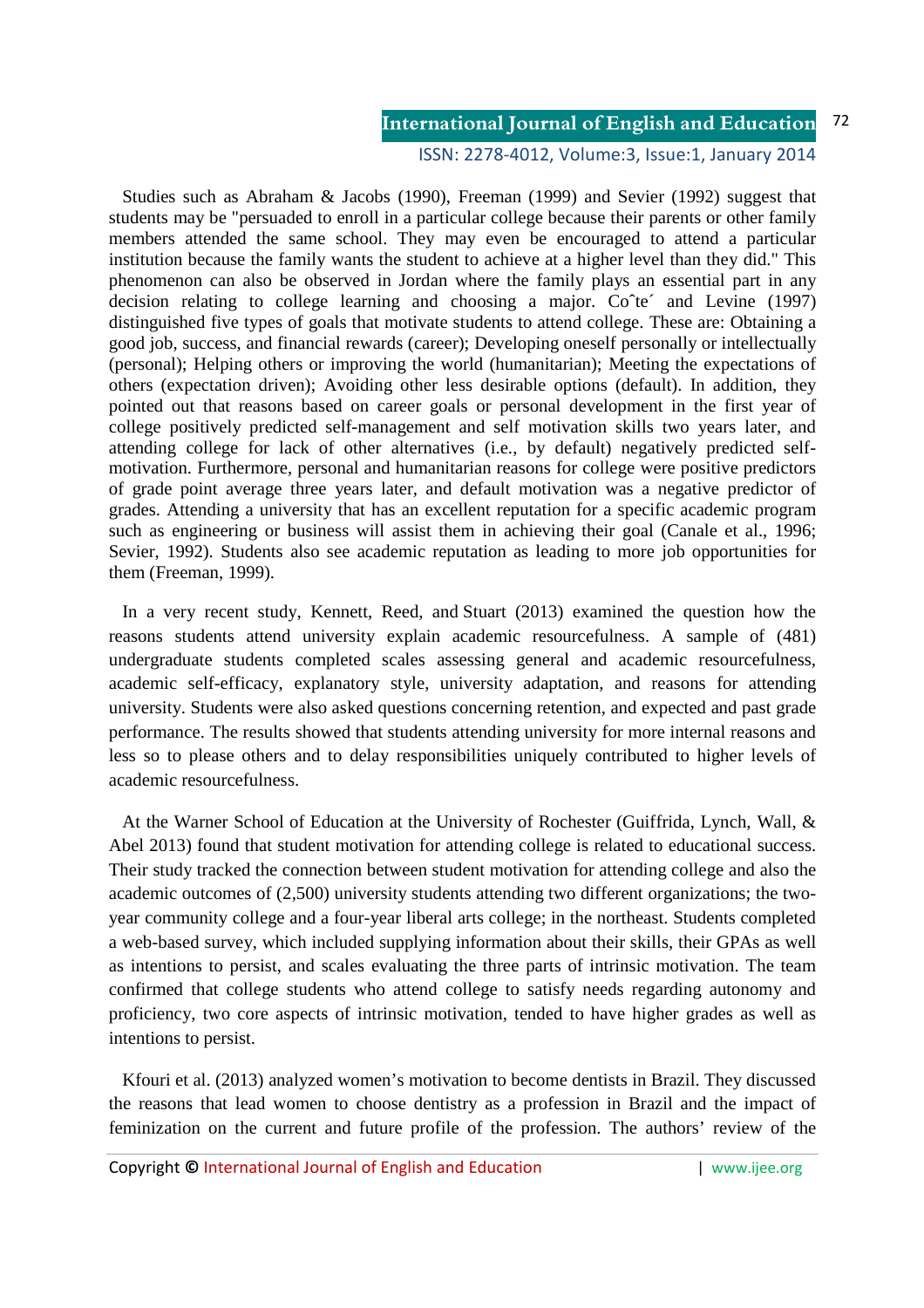Studies such as Abraham & Jacobs (1990), Freeman (1999) and Sevier (1992) suggest that students may be "persuaded to enroll in a particular college because their parents or other family members attended the same school. They may even be encouraged to attend a particular institution because the family wants the student to achieve at a higher level than they did." This phenomenon can also be observed in Jordan where the family plays an essential part in any decision relating to college learning and choosing a major. Coˆte´ and Levine (1997) distinguished five types of goals that motivate students to attend college. These are: Obtaining a good job, success, and financial rewards (career); Developing oneself personally or intellectually (personal); Helping others or improving the world (humanitarian); Meeting the expectations of others (expectation driven); Avoiding other less desirable options (default). In addition, they pointed out that reasons based on career goals or personal development in the first year of college positively predicted self-management and self motivation skills two years later, and attending college for lack of other alternatives (i.e., by default) negatively predicted self-motivation. Furthermore, personal and humanitarian reasons for college were positive predictors of grade point average three years later, and default motivation was a negative predictor of grades. Attending a university that has an excellent reputation for a specific academic program such as engineering or business will assist them in achieving their goal (Canale et al., 1996; Sevier, 1992). Students also see academic reputation as leading to more job opportunities for them (Freeman, 1999).

In a very recent study, Kennett, Reed, and Stuart (2013) examined the question how the reasons students attend university explain academic resourcefulness. A sample of (481) undergraduate students completed scales assessing general and academic resourcefulness, academic self-efficacy, explanatory style, university adaptation, and reasons for attending university. Students were also asked questions concerning retention, and expected and past grade performance. The results showed that students attending university for more internal reasons and less so to please others and to delay responsibilities uniquely contributed to higher levels of academic resourcefulness.

At the Warner School of Education at the University of Rochester (Guiffrida, Lynch, Wall, & Abel 2013) found that student motivation for attending college is related to educational success. Their study tracked the connection between student motivation for attending college and also the academic outcomes of (2,500) university students attending two different organizations; the two-year community college and a four-year liberal arts college; in the northeast. Students completed a web-based survey, which included supplying information about their skills, their GPAs as well as intentions to persist, and scales evaluating the three parts of intrinsic motivation. The team confirmed that college students who attend college to satisfy needs regarding autonomy and proficiency, two core aspects of intrinsic motivation, tended to have higher grades as well as intentions to persist.

Kfouri et al. (2013) analyzed women's motivation to become dentists in Brazil. They discussed the reasons that lead women to choose dentistry as a profession in Brazil and the impact of feminization on the current and future profile of the profession. The authors' review of the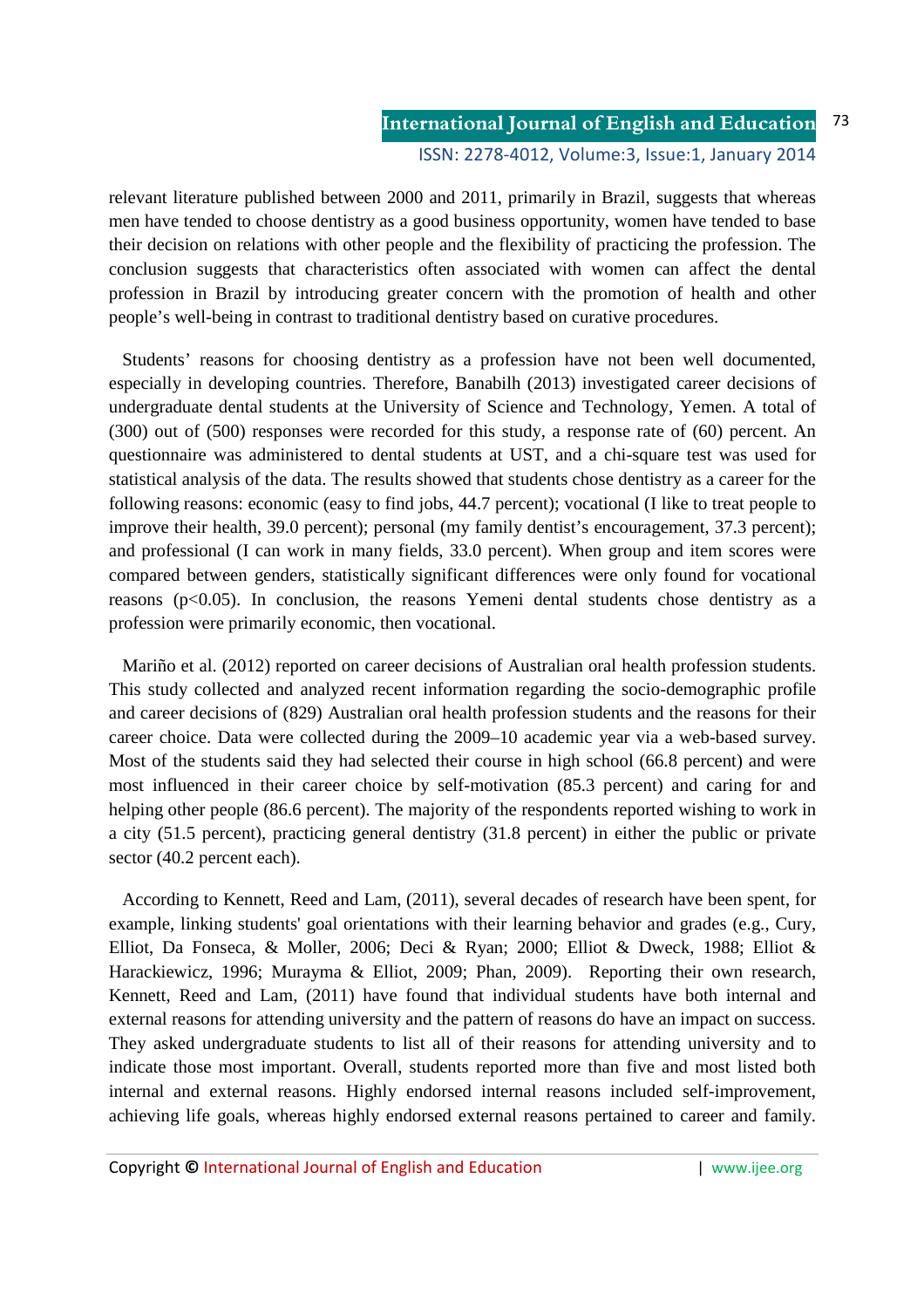relevant literature published between 2000 and 2011, primarily in Brazil, suggests that whereas men have tended to choose dentistry as a good business opportunity, women have tended to base their decision on relations with other people and the flexibility of practicing the profession. The conclusion suggests that characteristics often associated with women can affect the dental profession in Brazil by introducing greater concern with the promotion of health and other people's well-being in contrast to traditional dentistry based on curative procedures.

Students' reasons for choosing dentistry as a profession have not been well documented, especially in developing countries. Therefore, Banabilh (2013) investigated career decisions of undergraduate dental students at the University of Science and Technology, Yemen. A total of (300) out of (500) responses were recorded for this study, a response rate of (60) percent. An questionnaire was administered to dental students at UST, and a chi-square test was used for statistical analysis of the data. The results showed that students chose dentistry as a career for the following reasons: economic (easy to find jobs, 44.7 percent); vocational (I like to treat people to improve their health, 39.0 percent); personal (my family dentist's encouragement, 37.3 percent); and professional (I can work in many fields, 33.0 percent). When group and item scores were compared between genders, statistically significant differences were only found for vocational reasons ($p<0.05$). In conclusion, the reasons Yemeni dental students chose dentistry as a profession were primarily economic, then vocational.

Mariño et al. (2012) reported on career decisions of Australian oral health profession students. This study collected and analyzed recent information regarding the socio-demographic profile and career decisions of (829) Australian oral health profession students and the reasons for their career choice. Data were collected during the 2009–10 academic year via a web-based survey. Most of the students said they had selected their course in high school (66.8 percent) and were most influenced in their career choice by self-motivation (85.3 percent) and caring for and helping other people (86.6 percent). The majority of the respondents reported wishing to work in a city (51.5 percent), practicing general dentistry (31.8 percent) in either the public or private sector (40.2 percent each).

According to Kennett, Reed and Lam, (2011), several decades of research have been spent, for example, linking students' goal orientations with their learning behavior and grades (e.g., Cury, Elliot, Da Fonseca, & Moller, 2006; Deci & Ryan; 2000; Elliot & Dweck, 1988; Elliot & Harackiewicz, 1996; Muraym a & Elliot, 2009; Phan, 2009). Reporting their own research, Kennett, Reed and Lam, (2011) have found that individual students have both internal and external reasons for attending university and the pattern of reasons do have an impact on success. They asked undergraduate students to list all of their reasons for attending university and to indicate those most important. Overall, students reported more than five and most listed both internal and external reasons. Highly endorsed internal reasons included self-improvement, achieving life goals, whereas highly endorsed external reasons pertained to career and family.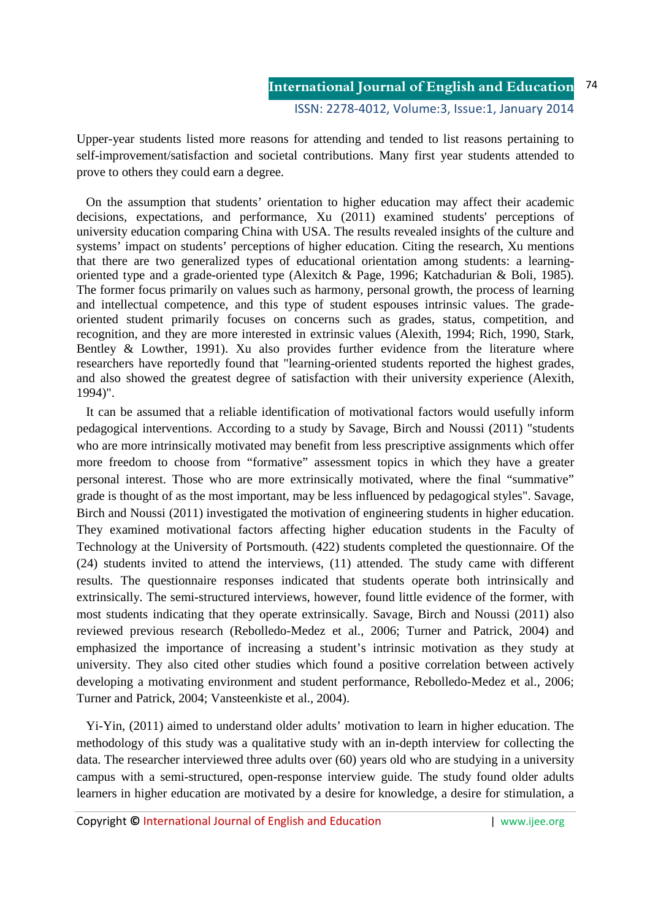Upper-year students listed more reasons for attending and tended to list reasons pertaining to self-improvement/satisfaction and societal contributions. Many first year students attended to prove to others they could earn a degree.

On the assumption that students' orientation to higher education may affect their academic decisions, expectations, and performance, Xu (2011) examined students' perceptions of university education comparing China with USA. The results revealed insights of the culture and systems' impact on students' perceptions of higher education. Citing the research, Xu mentions that there are two generalized types of educational orientation among students: a learning-oriented type and a grade-oriented type (Alexitch & Page, 1996; Katchadurian & Boli, 1985). The former focus primarily on values such as harmony, personal growth, the process of learning and intellectual competence, and this type of student espouses intrinsic values. The grade-oriented student primarily focuses on concerns such as grades, status, competition, and recognition, and they are more interested in extrinsic values (Alexith, 1994; Rich, 1990, Stark, Bentley & Lowther, 1991). Xu also provides further evidence from the literature where researchers have reportedly found that "learning-oriented students reported the highest grades, and also showed the greatest degree of satisfaction with their university experience (Alexith, 1994)".

It can be assumed that a reliable identification of motivational factors would usefully inform pedagogical interventions. According to a study by Savage, Birch and Noussi (2011) "students who are more intrinsically motivated may benefit from less prescriptive assignments which offer more freedom to choose from "formative" assessment topics in which they have a greater personal interest. Those who are more extrinsically motivated, where the final "summative" grade is thought of as the most important, may be less influenced by pedagogical styles". Savage, Birch and Noussi (2011) investigated the motivation of engineering students in higher education. They examined motivational factors affecting higher education students in the Faculty of Technology at the University of Portsmouth. (422) students completed the questionnaire. Of the (24) students invited to attend the interviews, (11) attended. The study came with different results. The questionnaire responses indicated that students operate both intrinsically and extrinsically. The semi-structured interviews, however, found little evidence of the former, with most students indicating that they operate extrinsically. Savage, Birch and Noussi (2011) also reviewed previous research (Rebolledo-Medez et al., 2006; Turner and Patrick, 2004) and emphasized the importance of increasing a student's intrinsic motivation as they study at university. They also cited other studies which found a positive correlation between actively developing a motivating environment and student performance, Rebolledo-Medez et al., 2006; Turner and Patrick, 2004; Vansteenkiste et al., 2004).

Yi-Yin, (2011) aimed to understand older adults' motivation to learn in higher education. The methodology of this study was a qualitative study with an in-depth interview for collecting the data. The researcher interviewed three adults over (60) years old who are studying in a university campus with a semi-structured, open-response interview guide. The study found older adults learners in higher education are motivated by a desire for knowledge, a desire for stimulation, a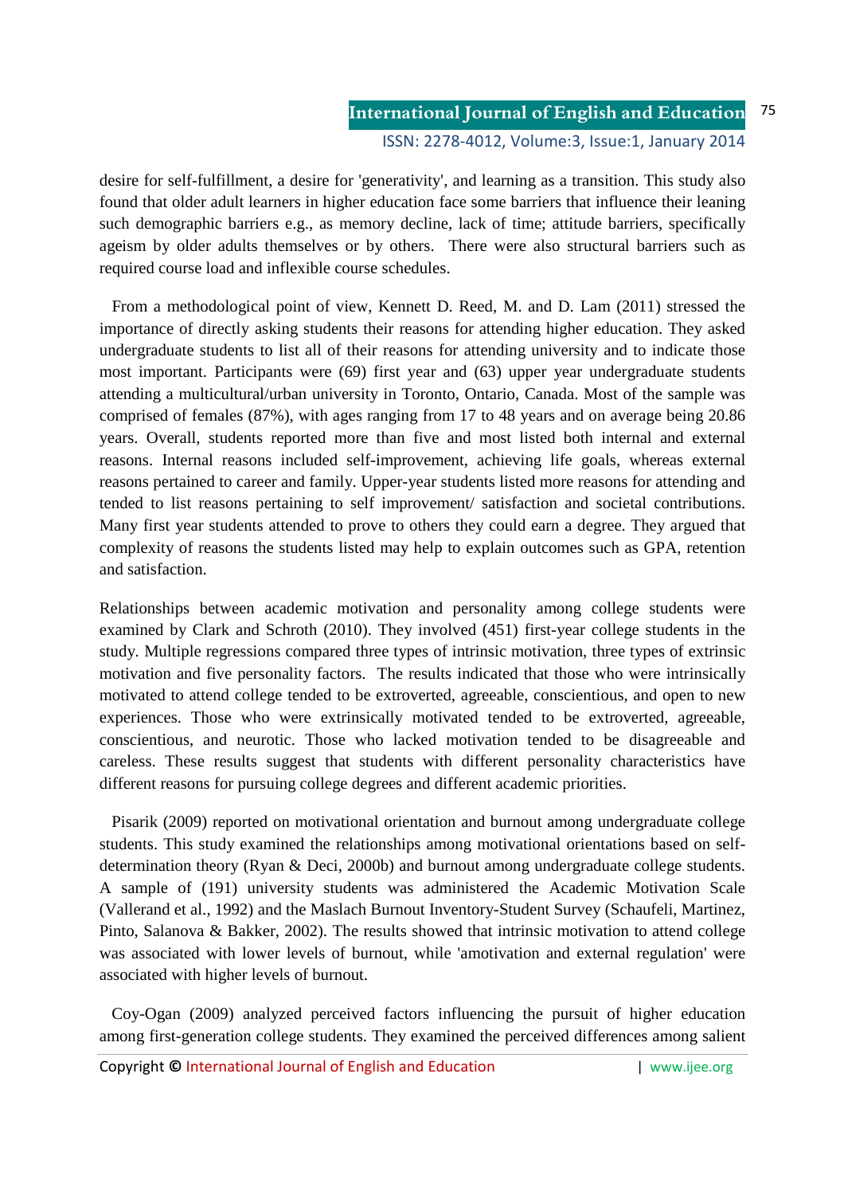desire for self-fulfillment, a desire for 'generativity', and learning as a transition. This study also found that older adult learners in higher education face some barriers that influence their leaning such demographic barriers e.g., as memory decline, lack of time; attitude barriers, specifically ageism by older adults themselves or by others. There were also structural barriers such as required course load and inflexible course schedules.

From a methodological point of view, Kennett D. Reed, M. and D. Lam (2011) stressed the importance of directly asking students their reasons for attending higher education. They asked undergraduate students to list all of their reasons for attending university and to indicate those most important. Participants were (69) first year and (63) upper year undergraduate students attending a multicultural/urban university in Toronto, Ontario, Canada. Most of the sample was comprised of females (87%), with ages ranging from 17 to 48 years and on average being 20.86 years. Overall, students reported more than five and most listed both internal and external reasons. Internal reasons included self-improvement, achieving life goals, whereas external reasons pertained to career and family. Upper-year students listed more reasons for attending and tended to list reasons pertaining to self improvement/ satisfaction and societal contributions. Many first year students attended to prove to others they could earn a degree. They argued that complexity of reasons the students listed may help to explain outcomes such as GPA, retention and satisfaction.

Relationships between academic motivation and personality among college students were examined by Clark and Schroth (2010). They involved (451) first-year college students in the study. Multiple regressions compared three types of intrinsic motivation, three types of extrinsic motivation and five personality factors. The results indicated that those who were intrinsically motivated to attend college tended to be extroverted, agreeable, conscientious, and open to new experiences. Those who were extrinsically motivated tended to be extroverted, agreeable, conscientious, and neurotic. Those who lacked motivation tended to be disagreeable and careless. These results suggest that students with different personality characteristics have different reasons for pursuing college degrees and different academic priorities.

Pisarik (2009) reported on motivational orientation and burnout among undergraduate college students. This study examined the relationships among motivational orientations based on self-determination theory (Ryan & Deci, 2000b) and burnout among undergraduate college students. A sample of (191) university students was administered the Academic Motivation Scale (Vallerand et al., 1992) and the Maslach Burnout Inventory-Student Survey (Schaufeli, Martinez, Pinto, Salanova & Bakker, 2002). The results showed that intrinsic motivation to attend college was associated with lower levels of burnout, while 'amotivation and external regulation' were associated with higher levels of burnout.

Coy-Ogan (2009) analyzed perceived factors influencing the pursuit of higher education among first-generation college students. They examined the perceived differences among salient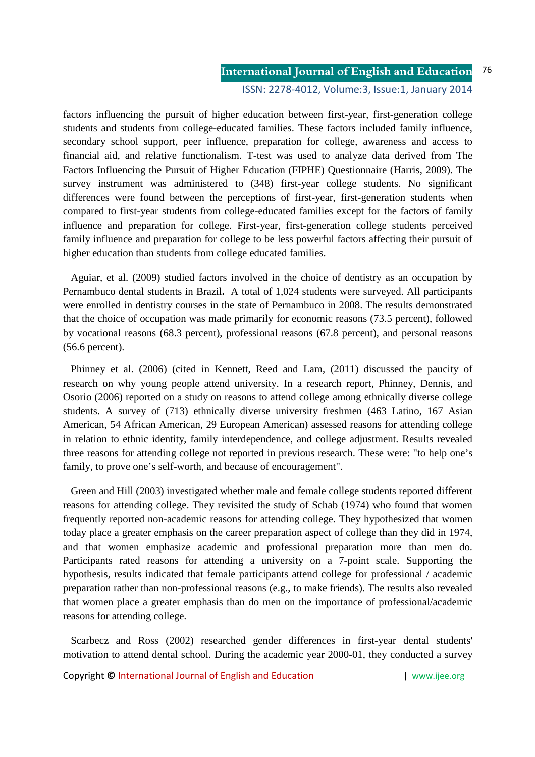factors influencing the pursuit of higher education between first-year, first-generation college students and students from college-educated families. These factors included family influence, secondary school support, peer influence, preparation for college, awareness and access to financial aid, and relative functionalism. T-test was used to analyze data derived from The Factors Influencing the Pursuit of Higher Education (FIPHE) Questionnaire (Harris, 2009). The survey instrument was administered to (348) first-year college students. No significant differences were found between the perceptions of first-year, first-generation students when compared to first-year students from college-educated families except for the factors of family influence and preparation for college. First-year, first-generation college students perceived family influence and preparation for college to be less powerful factors affecting their pursuit of higher education than students from college educated families.

Aguiar, et al. (2009) studied factors involved in the choice of dentistry as an occupation by Pernambuco dental students in Brazil**.** A total of 1,024 students were surveyed. All participants were enrolled in dentistry courses in the state of Pernambuco in 2008. The results demonstrated that the choice of occupation was made primarily for economic reasons (73.5 percent), followed by vocational reasons (68.3 percent), professional reasons (67.8 percent), and personal reasons (56.6 percent).

Phinney et al. (2006) (cited in Kennett, Reed and Lam, (2011) discussed the paucity of research on why young people attend university. In a research report, Phinney, Dennis, and Osorio (2006) reported on a study on reasons to attend college among ethnically diverse college students. A survey of (713) ethnically diverse university freshmen (463 Latino, 167 Asian American, 54 African American, 29 European American) assessed reasons for attending college in relation to ethnic identity, family interdependence, and college adjustment. Results revealed three reasons for attending college not reported in previous research. These were: "to help one's family, to prove one's self-worth, and because of encouragement".

Green and Hill (2003) investigated whether male and female college students reported different reasons for attending college. They revisited the study of Schab (1974) who found that women frequently reported non-academic reasons for attending college. They hypothesized that women today place a greater emphasis on the career preparation aspect of college than they did in 1974, and that women emphasize academic and professional preparation more than men do. Participants rated reasons for attending a university on a 7-point scale. Supporting the hypothesis, results indicated that female participants attend college for professional / academic preparation rather than non-professional reasons (e.g., to make friends). The results also revealed that women place a greater emphasis than do men on the importance of professional/academic reasons for attending college.

Scarbecz and Ross (2002) researched gender differences in first-year dental students' motivation to attend dental school. During the academic year 2000-01, they conducted a survey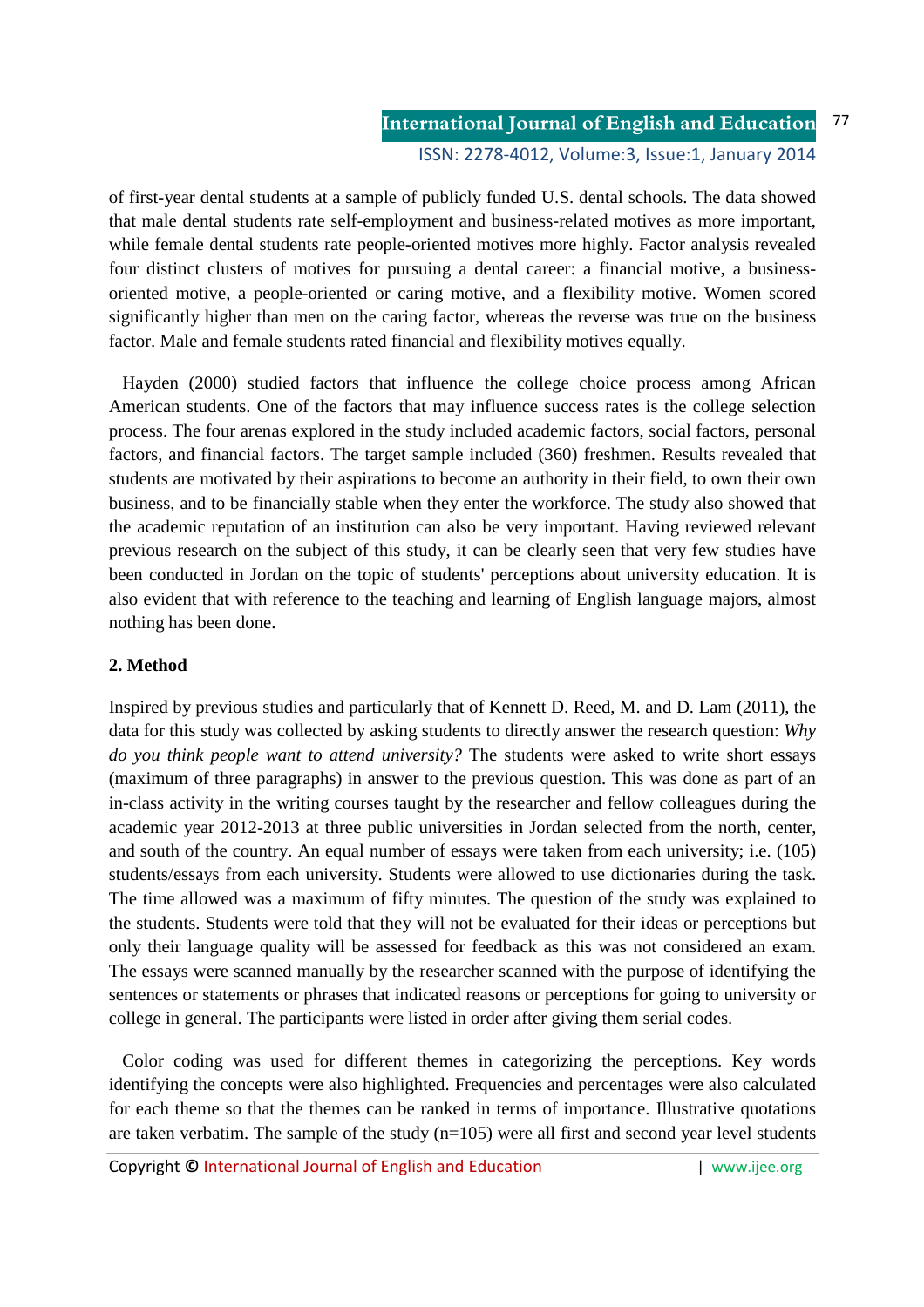of first-year dental students at a sample of publicly funded U.S. dental schools. The data showed that male dental students rate self-employment and business-related motives as more important, while female dental students rate people-oriented motives more highly. Factor analysis revealed four distinct clusters of motives for pursuing a dental career: a financial motive, a business-oriented motive, a people-oriented or caring motive, and a flexibility motive. Women scored significantly higher than men on the caring factor, whereas the reverse was true on the business factor. Male and female students rated financial and flexibility motives equally.

Hayden (2000) studied factors that influence the college choice process among African American students. One of the factors that may influence success rates is the college selection process. The four arenas explored in the study included academic factors, social factors, personal factors, and financial factors. The target sample included (360) freshmen. Results revealed that students are motivated by their aspirations to become an authority in their field, to own their own business, and to be financially stable when they enter the workforce. The study also showed that the academic reputation of an institution can also be very important. Having reviewed relevant previous research on the subject of this study, it can be clearly seen that very few studies have been conducted in Jordan on the topic of students' perceptions about university education. It is also evident that with reference to the teaching and learning of English language majors, almost nothing has been done.

**2. Method**

Inspired by previous studies and particularly that of Kennett D. Reed, M. and D. Lam (2011), the data for this study was collected by asking students to directly answer the research question: *Why do you think people want to attend university?* The students were asked to write short essays (maximum of three paragraphs) in answer to the previous question. This was done as part of an in-class activity in the writing courses taught by the researcher and fellow colleagues during the academic year 2012-2013 at three public universities in Jordan selected from the north, center, and south of the country. An equal number of essays were taken from each university; i.e. (105) students/essays from each university. Students were allowed to use dictionaries during the task. The time allowed was a maximum of fifty minutes. The question of the study was explained to the students. Students were told that they will not be evaluated for their ideas or perceptions but only their language quality will be assessed for feedback as this was not considered an exam. The essays were scanned manually by the researcher scanned with the purpose of identifying the sentences or statements or phrases that indicated reasons or perceptions for going to university or college in general. The participants were listed in order after giving them serial codes.

Color coding was used for different themes in categorizing the perceptions. Key words identifying the concepts were also highlighted. Frequencies and percentages were also calculated for each theme so that the themes can be ranked in terms of importance. Illustrative quotations are taken verbatim. The sample of the study (n=105) were all first and second year level students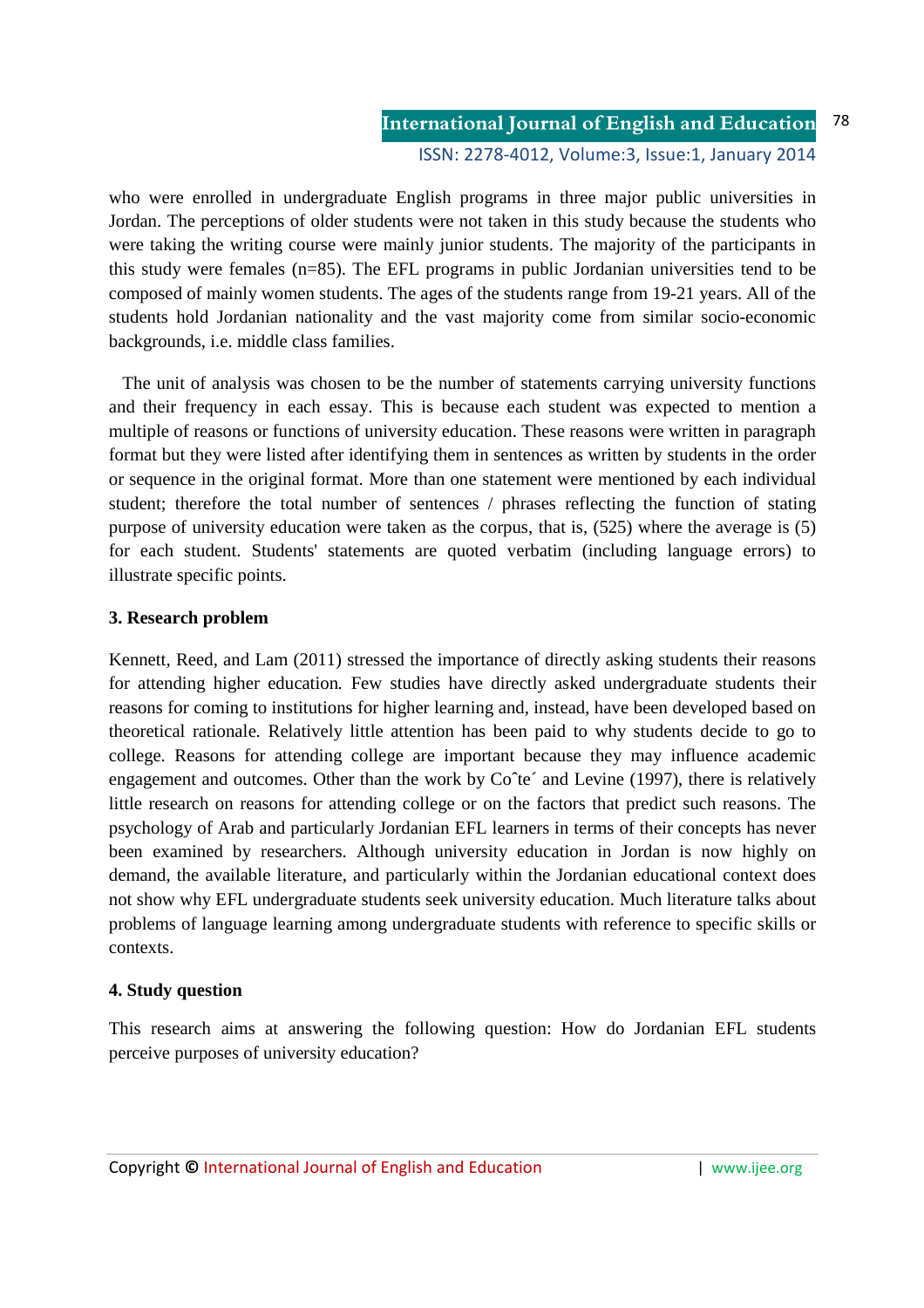who were enrolled in undergraduate English programs in three major public universities in Jordan. The perceptions of older students were not taken in this study because the students who were taking the writing course were mainly junior students. The majority of the participants in this study were females (n=85). The EFL programs in public Jordanian universities tend to be composed of mainly women students. The ages of the students range from 19-21 years. All of the students hold Jordanian nationality and the vast majority come from similar socio-economic backgrounds, i.e. middle class families.

The unit of analysis was chosen to be the number of statements carrying university functions and their frequency in each essay. This is because each student was expected to mention a multiple of reasons or functions of university education. These reasons were written in paragraph format but they were listed after identifying them in sentences as written by students in the order or sequence in the original format. More than one statement were mentioned by each individual student; therefore the total number of sentences / phrases reflecting the function of stating purpose of university education were taken as the corpus, that is, (525) where the average is (5) for each student. Students' statements are quoted verbatim (including language errors) to illustrate specific points.

### 3. Research problem

Kennett, Reed, and Lam (2011) stressed the importance of directly asking students their reasons for attending higher education. Few studies have directly asked undergraduate students their reasons for coming to institutions for higher learning and, instead, have been developed based on theoretical rationale. Relatively little attention has been paid to why students decide to go to college. Reasons for attending college are important because they may influence academic engagement and outcomes. Other than the work by Coˆte´ and Levine (1997), there is relatively little research on reasons for attending college or on the factors that predict such reasons. The psychology of Arab and particularly Jordanian EFL learners in terms of their concepts has never been examined by researchers. Although university education in Jordan is now highly on demand, the available literature, and particularly within the Jordanian educational context does not show why EFL undergraduate students seek university education. Much literature talks about problems of language learning among undergraduate students with reference to specific skills or contexts.

### 4. Study question

This research aims at answering the following question: How do Jordanian EFL students perceive purposes of university education?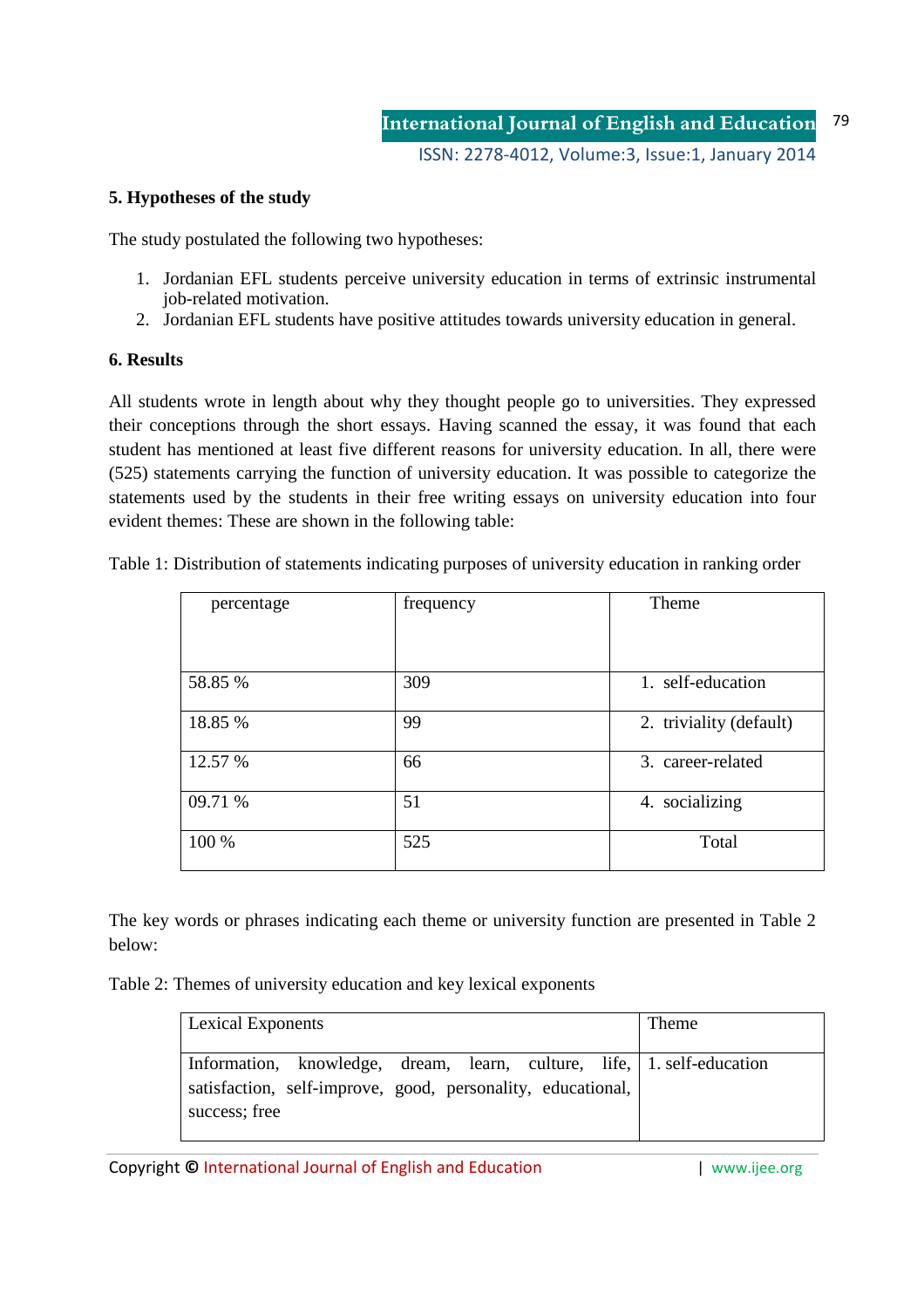## 5. Hypotheses of the study

The study postulated the following two hypotheses:

1. Jordanian EFL students perceive university education in terms of extrinsic instrumental job-related motivation.
2. Jordanian EFL students have positive attitudes towards university education in general.

## 6. Results

All students wrote in length about why they thought people go to universities. They expressed their conceptions through the short essays. Having scanned the essay, it was found that each student has mentioned at least five different reasons for university education. In all, there were (525) statements carrying the function of university education. It was possible to categorize the statements used by the students in their free writing essays on university education into four evident themes: These are shown in the following table:

Table 1: Distribution of statements indicating purposes of university education in ranking order

| percentage | frequency | Theme |
|---|---|---|
| 58.85 % | 309 | 1. self-education |
| 18.85 % | 99 | 2. triviality (default) |
| 12.57 % | 66 | 3. career-related |
| 09.71 % | 51 | 4. socializing |
| 100 % | 525 | Total |

The key words or phrases indicating each theme or university function are presented in Table 2 below:

Table 2: Themes of university education and key lexical exponents

| Lexical Exponents | Theme |
|---|---|
| Information, knowledge, dream, learn, culture, life, satisfaction, self-improve, good, personality, educational, success; free | 1. self-education |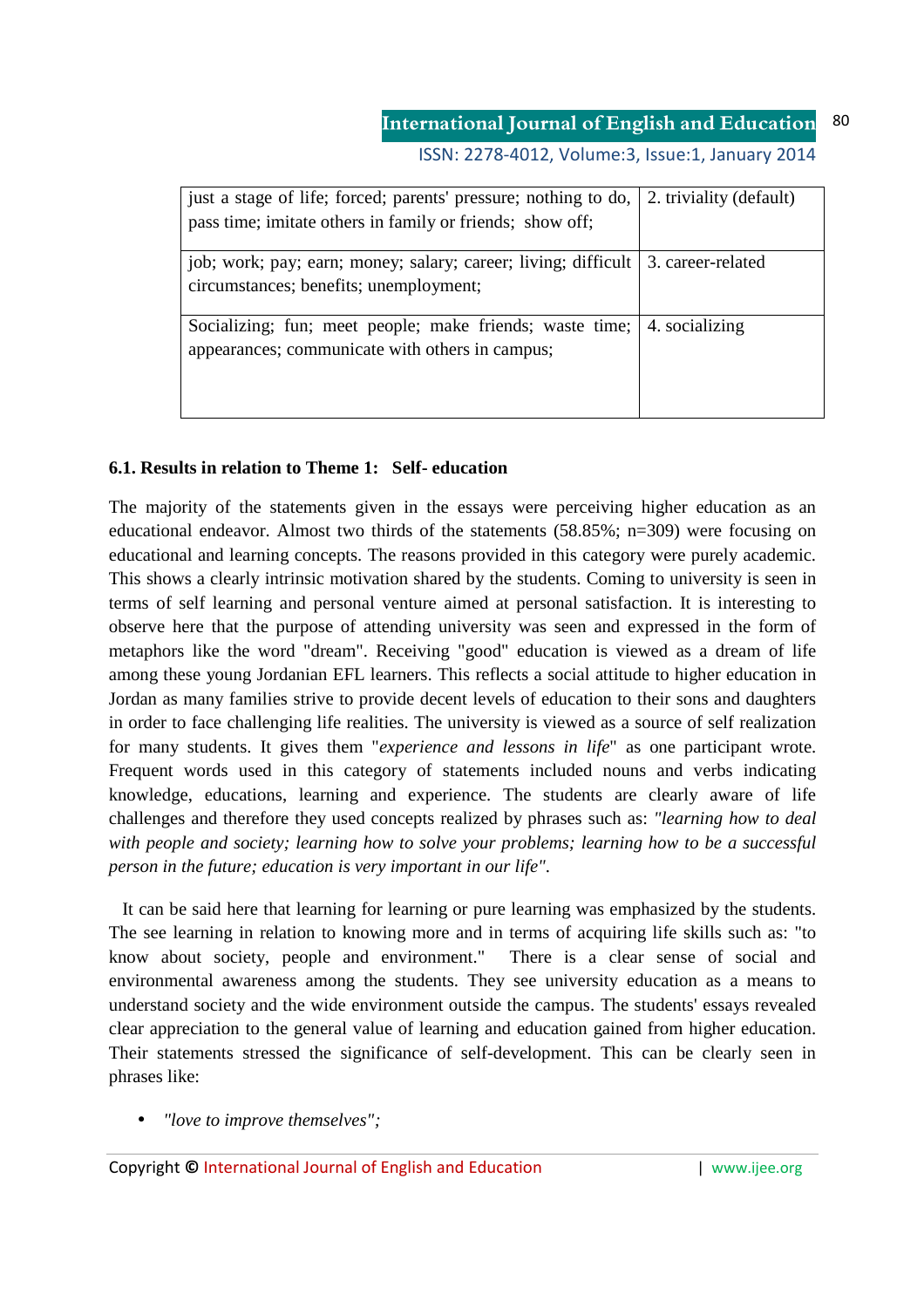| | |
|---|---|
| just a stage of life; forced; parents' pressure; nothing to do, pass time; imitate others in family or friends; show off; | 2. triviality (default) |
| job; work; pay; earn; money; salary; career; living; difficult circumstances; benefits; unemployment; | 3. career-related |
| Socializing; fun; meet people; make friends; waste time; appearances; communicate with others in campus; | 4. socializing |

### 6.1. Results in relation to Theme 1: Self- education

The majority of the statements given in the essays were perceiving higher education as an educational endeavor. Almost two thirds of the statements (58.85%; n=309) were focusing on educational and learning concepts. The reasons provided in this category were purely academic. This shows a clearly intrinsic motivation shared by the students. Coming to university is seen in terms of self learning and personal venture aimed at personal satisfaction. It is interesting to observe here that the purpose of attending university was seen and expressed in the form of metaphors like the word "dream". Receiving "good" education is viewed as a dream of life among these young Jordanian EFL learners. This reflects a social attitude to higher education in Jordan as many families strive to provide decent levels of education to their sons and daughters in order to face challenging life realities. The university is viewed as a source of self realization for many students. It gives them "*experience and lessons in life*" as one participant wrote. Frequent words used in this category of statements included nouns and verbs indicating knowledge, educations, learning and experience. The students are clearly aware of life challenges and therefore they used concepts realized by phrases such as: *"learning how to deal with people and society; learning how to solve your problems; learning how to be a successful person in the future; education is very important in our life".*

It can be said here that learning for learning or pure learning was emphasized by the students. The see learning in relation to knowing more and in terms of acquiring life skills such as: "to know about society, people and environment." There is a clear sense of social and environmental awareness among the students. They see university education as a means to understand society and the wide environment outside the campus. The students' essays revealed clear appreciation to the general value of learning and education gained from higher education. Their statements stressed the significance of self-development. This can be clearly seen in phrases like:

- *"love to improve themselves";*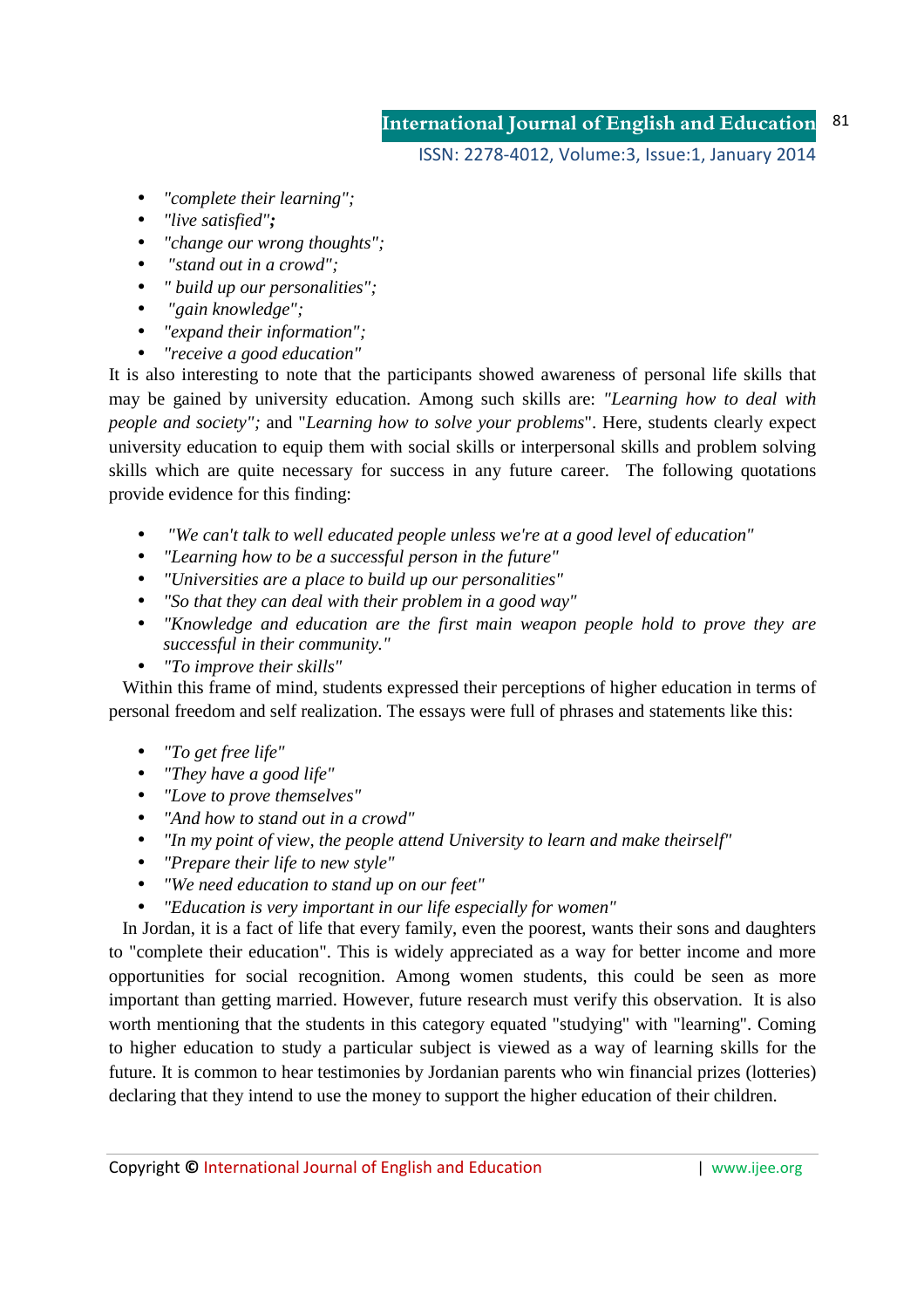- *"complete their learning";*
- *"live satisfied"**;***
- *"change our wrong thoughts";*
- *"stand out in a crowd";*
- *" build up our personalities";*
- *"gain knowledge";*
- *"expand their information";*
- *"receive a good education"*

It is also interesting to note that the participants showed awareness of personal life skills that may be gained by university education. Among such skills are: *"Learning how to deal with people and society";* and "*Learning how to solve your problems*". Here, students clearly expect university education to equip them with social skills or interpersonal skills and problem solving skills which are quite necessary for success in any future career. The following quotations provide evidence for this finding:

- *"We can't talk to well educated people unless we're at a good level of education"*
- *"Learning how to be a successful person in the future"*
- *"Universities are a place to build up our personalities"*
- *"So that they can deal with their problem in a good way"*
- *"Knowledge and education are the first main weapon people hold to prove they are successful in their community."*
- *"To improve their skills"*

Within this frame of mind, students expressed their perceptions of higher education in terms of personal freedom and self realization. The essays were full of phrases and statements like this:

- *"To get free life"*
- *"They have a good life"*
- *"Love to prove themselves"*
- *"And how to stand out in a crowd"*
- *"In my point of view, the people attend University to learn and make theirself"*
- *"Prepare their life to new style"*
- *"We need education to stand up on our feet"*
- *"Education is very important in our life especially for women"*

In Jordan, it is a fact of life that every family, even the poorest, wants their sons and daughters to "complete their education". This is widely appreciated as a way for better income and more opportunities for social recognition. Among women students, this could be seen as more important than getting married. However, future research must verify this observation. It is also worth mentioning that the students in this category equated "studying" with "learning". Coming to higher education to study a particular subject is viewed as a way of learning skills for the future. It is common to hear testimonies by Jordanian parents who win financial prizes (lotteries) declaring that they intend to use the money to support the higher education of their children.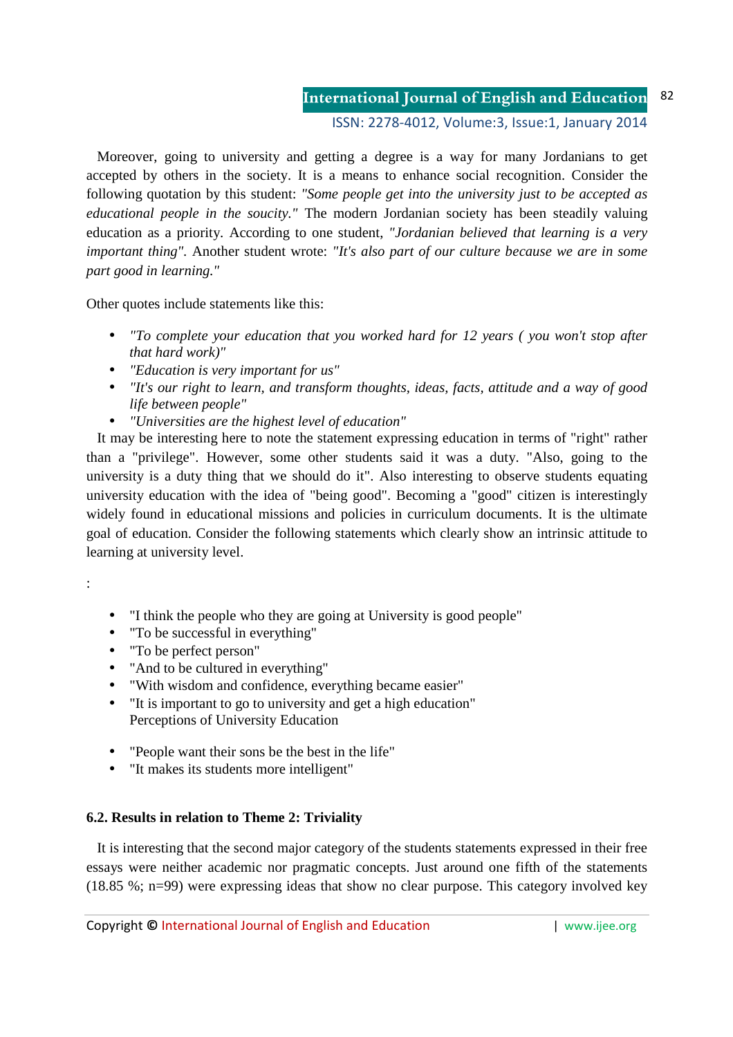Moreover, going to university and getting a degree is a way for many Jordanians to get accepted by others in the society. It is a means to enhance social recognition. Consider the following quotation by this student: *"Some people get into the university just to be accepted as educational people in the soucity."* The modern Jordanian society has been steadily valuing education as a priority. According to one student, *"Jordanian believed that learning is a very important thing"*. Another student wrote: *"It's also part of our culture because we are in some part good in learning."*

Other quotes include statements like this:

- *"To complete your education that you worked hard for 12 years ( you won't stop after that hard work)"*
- *"Education is very important for us"*
- *"It's our right to learn, and transform thoughts, ideas, facts, attitude and a way of good life between people"*
- *"Universities are the highest level of education"*

It may be interesting here to note the statement expressing education in terms of "right" rather than a "privilege". However, some other students said it was a duty. "Also, going to the university is a duty thing that we should do it". Also interesting to observe students equating university education with the idea of "being good". Becoming a "good" citizen is interestingly widely found in educational missions and policies in curriculum documents. It is the ultimate goal of education. Consider the following statements which clearly show an intrinsic attitude to learning at university level.

:

- "I think the people who they are going at University is good people"
- "To be successful in everything"
- "To be perfect person"
- "And to be cultured in everything"
- "With wisdom and confidence, everything became easier"
- "It is important to go to university and get a high education"
  Perceptions of University Education

- "People want their sons be the best in the life"
- "It makes its students more intelligent"

### 6.2. Results in relation to Theme 2: Triviality

It is interesting that the second major category of the students statements expressed in their free essays were neither academic nor pragmatic concepts. Just around one fifth of the statements (18.85 %; n=99) were expressing ideas that show no clear purpose. This category involved key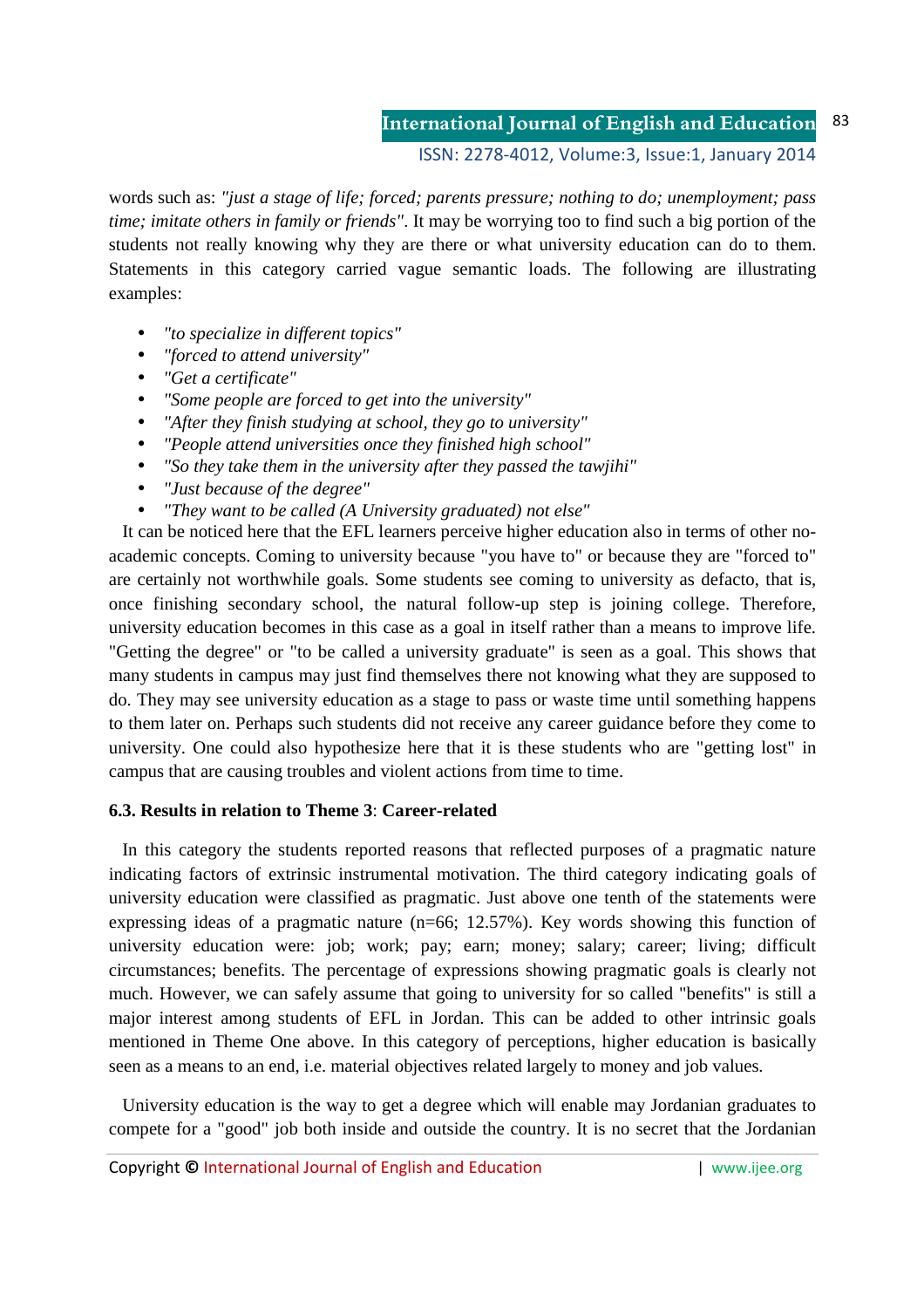words such as: *"just a stage of life; forced; parents pressure; nothing to do; unemployment; pass time; imitate others in family or friends"*. It may be worrying too to find such a big portion of the students not really knowing why they are there or what university education can do to them. Statements in this category carried vague semantic loads. The following are illustrating examples:

- *"to specialize in different topics"*
- *"forced to attend university"*
- *"Get a certificate"*
- *"Some people are forced to get into the university"*
- *"After they finish studying at school, they go to university"*
- *"People attend universities once they finished high school"*
- *"So they take them in the university after they passed the tawjihi"*
- *"Just because of the degree"*
- *"They want to be called (A University graduated) not else"*

It can be noticed here that the EFL learners perceive higher education also in terms of other no-academic concepts. Coming to university because "you have to" or because they are "forced to" are certainly not worthwhile goals. Some students see coming to university as defacto, that is, once finishing secondary school, the natural follow-up step is joining college. Therefore, university education becomes in this case as a goal in itself rather than a means to improve life. "Getting the degree" or "to be called a university graduate" is seen as a goal. This shows that many students in campus may just find themselves there not knowing what they are supposed to do. They may see university education as a stage to pass or waste time until something happens to them later on. Perhaps such students did not receive any career guidance before they come to university. One could also hypothesize here that it is these students who are "getting lost" in campus that are causing troubles and violent actions from time to time.

### 6.3. Results in relation to Theme 3: Career-related

In this category the students reported reasons that reflected purposes of a pragmatic nature indicating factors of extrinsic instrumental motivation. The third category indicating goals of university education were classified as pragmatic. Just above one tenth of the statements were expressing ideas of a pragmatic nature (n=66; 12.57%). Key words showing this function of university education were: job; work; pay; earn; money; salary; career; living; difficult circumstances; benefits. The percentage of expressions showing pragmatic goals is clearly not much. However, we can safely assume that going to university for so called "benefits" is still a major interest among students of EFL in Jordan. This can be added to other intrinsic goals mentioned in Theme One above. In this category of perceptions, higher education is basically seen as a means to an end, i.e. material objectives related largely to money and job values.

University education is the way to get a degree which will enable may Jordanian graduates to compete for a "good" job both inside and outside the country. It is no secret that the Jordanian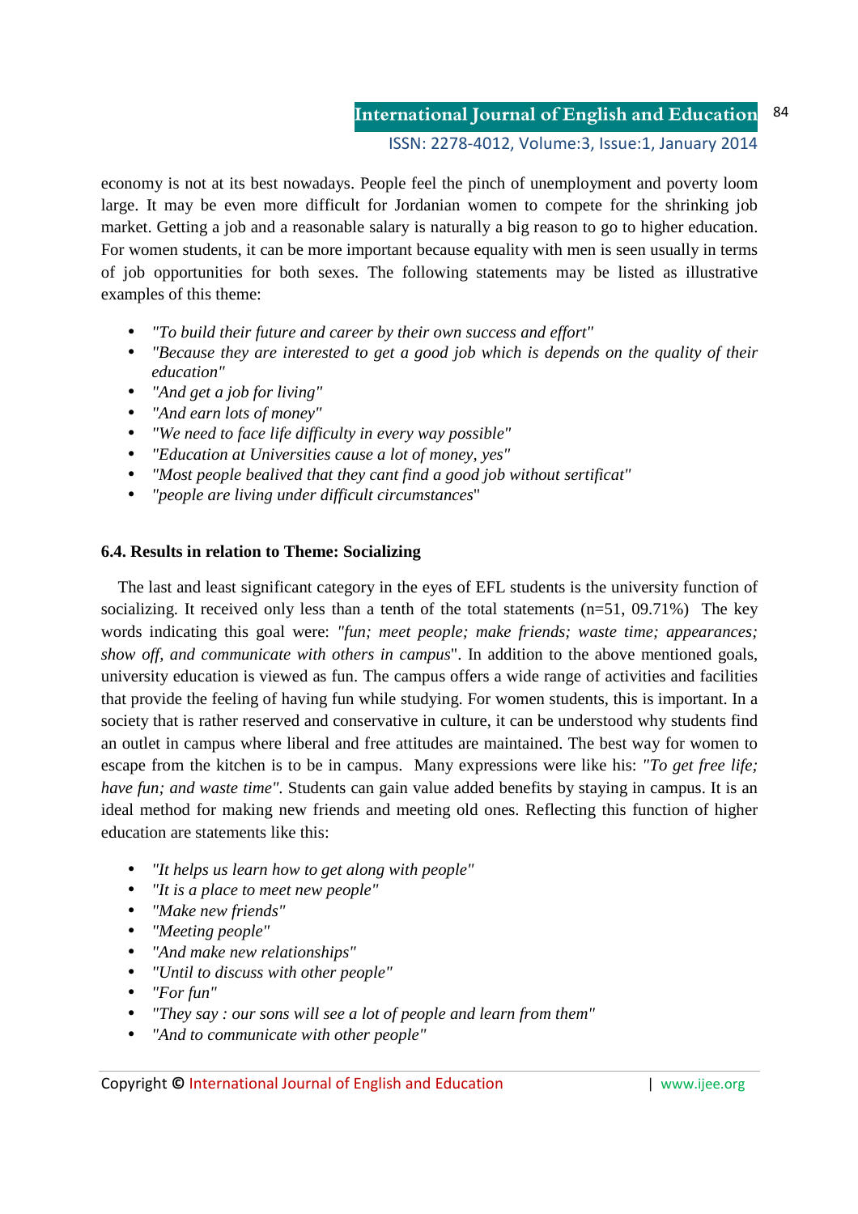economy is not at its best nowadays. People feel the pinch of unemployment and poverty loom large. It may be even more difficult for Jordanian women to compete for the shrinking job market. Getting a job and a reasonable salary is naturally a big reason to go to higher education. For women students, it can be more important because equality with men is seen usually in terms of job opportunities for both sexes. The following statements may be listed as illustrative examples of this theme:

- *"To build their future and career by their own success and effort"*
- *"Because they are interested to get a good job which is depends on the quality of their education"*
- *"And get a job for living"*
- *"And earn lots of money"*
- *"We need to face life difficulty in every way possible"*
- *"Education at Universities cause a lot of money, yes"*
- *"Most people bealived that they cant find a good job without sertificat"*
- *"people are living under difficult circumstances"*

### 6.4. Results in relation to Theme: Socializing

The last and least significant category in the eyes of EFL students is the university function of socializing. It received only less than a tenth of the total statements (n=51, 09.71%) The key words indicating this goal were: *"fun; meet people; make friends; waste time; appearances; show off, and communicate with others in campus*". In addition to the above mentioned goals, university education is viewed as fun. The campus offers a wide range of activities and facilities that provide the feeling of having fun while studying. For women students, this is important. In a society that is rather reserved and conservative in culture, it can be understood why students find an outlet in campus where liberal and free attitudes are maintained. The best way for women to escape from the kitchen is to be in campus. Many expressions were like his: *"To get free life; have fun; and waste time"*. Students can gain value added benefits by staying in campus. It is an ideal method for making new friends and meeting old ones. Reflecting this function of higher education are statements like this:

- *"It helps us learn how to get along with people"*
- *"It is a place to meet new people"*
- *"Make new friends"*
- *"Meeting people"*
- *"And make new relationships"*
- *"Until to discuss with other people"*
- *"For fun"*
- *"They say : our sons will see a lot of people and learn from them"*
- *"And to communicate with other people"*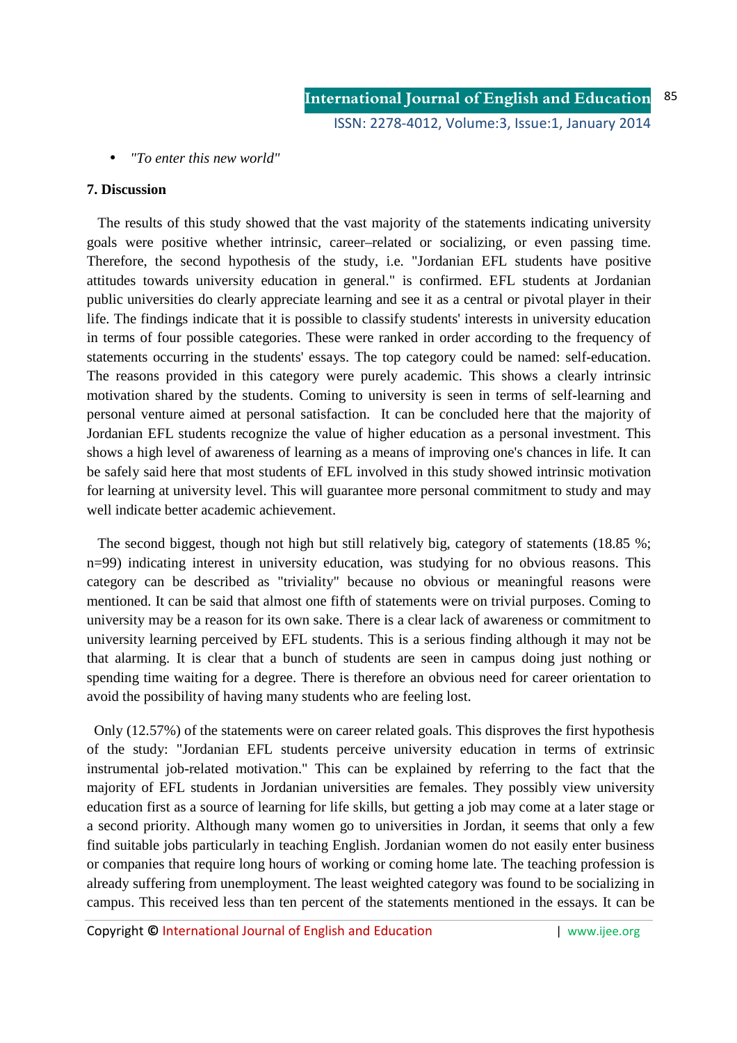- *"To enter this new world"*

**7. Discussion**

The results of this study showed that the vast majority of the statements indicating university goals were positive whether intrinsic, career–related or socializing, or even passing time. Therefore, the second hypothesis of the study, i.e. "Jordanian EFL students have positive attitudes towards university education in general." is confirmed. EFL students at Jordanian public universities do clearly appreciate learning and see it as a central or pivotal player in their life. The findings indicate that it is possible to classify students' interests in university education in terms of four possible categories. These were ranked in order according to the frequency of statements occurring in the students' essays. The top category could be named: self-education. The reasons provided in this category were purely academic. This shows a clearly intrinsic motivation shared by the students. Coming to university is seen in terms of self-learning and personal venture aimed at personal satisfaction. It can be concluded here that the majority of Jordanian EFL students recognize the value of higher education as a personal investment. This shows a high level of awareness of learning as a means of improving one's chances in life. It can be safely said here that most students of EFL involved in this study showed intrinsic motivation for learning at university level. This will guarantee more personal commitment to study and may well indicate better academic achievement.

The second biggest, though not high but still relatively big, category of statements (18.85 %; n=99) indicating interest in university education, was studying for no obvious reasons. This category can be described as "triviality" because no obvious or meaningful reasons were mentioned. It can be said that almost one fifth of statements were on trivial purposes. Coming to university may be a reason for its own sake. There is a clear lack of awareness or commitment to university learning perceived by EFL students. This is a serious finding although it may not be that alarming. It is clear that a bunch of students are seen in campus doing just nothing or spending time waiting for a degree. There is therefore an obvious need for career orientation to avoid the possibility of having many students who are feeling lost.

Only (12.57%) of the statements were on career related goals. This disproves the first hypothesis of the study: "Jordanian EFL students perceive university education in terms of extrinsic instrumental job-related motivation." This can be explained by referring to the fact that the majority of EFL students in Jordanian universities are females. They possibly view university education first as a source of learning for life skills, but getting a job may come at a later stage or a second priority. Although many women go to universities in Jordan, it seems that only a few find suitable jobs particularly in teaching English. Jordanian women do not easily enter business or companies that require long hours of working or coming home late. The teaching profession is already suffering from unemployment. The least weighted category was found to be socializing in campus. This received less than ten percent of the statements mentioned in the essays. It can be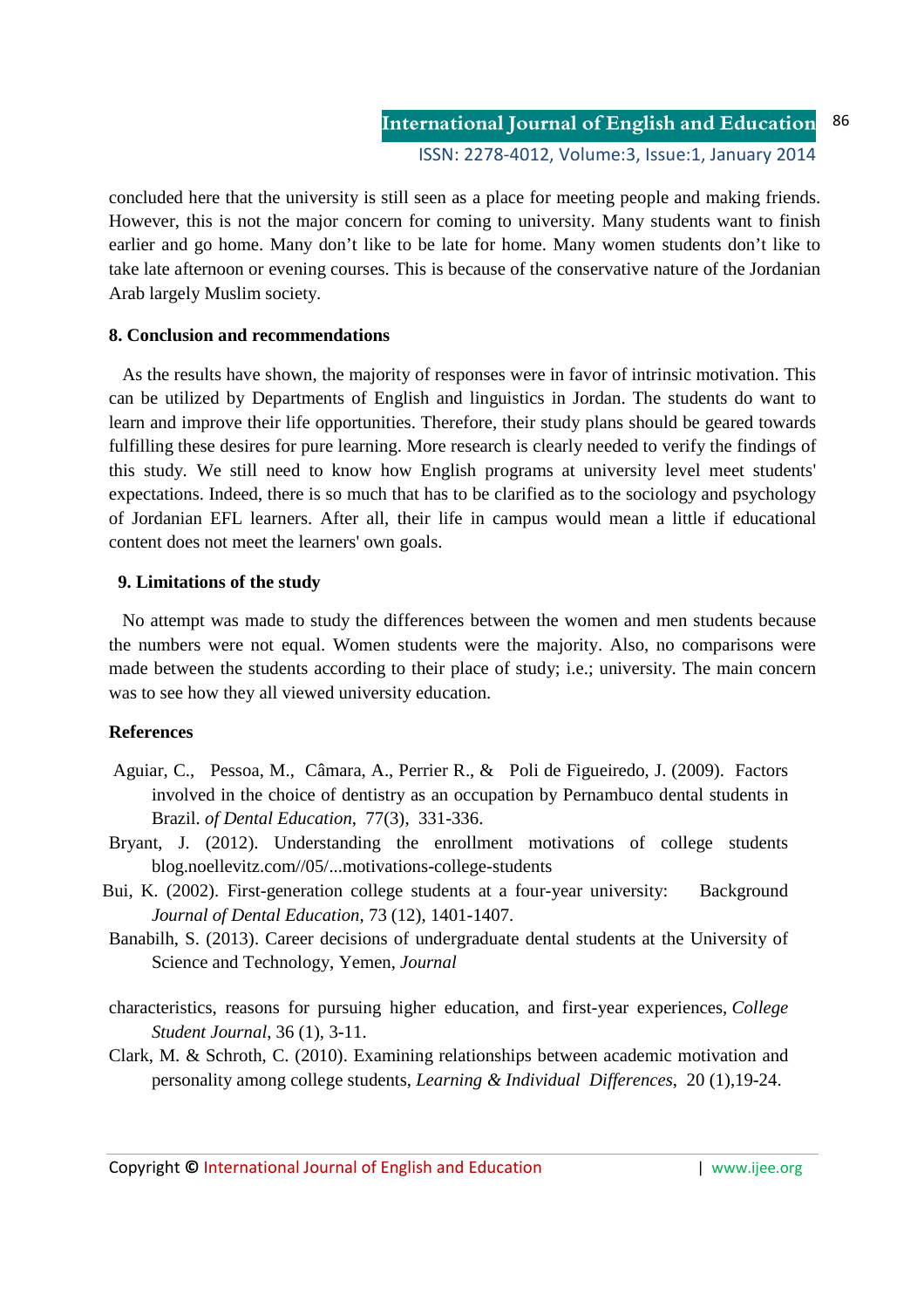concluded here that the university is still seen as a place for meeting people and making friends. However, this is not the major concern for coming to university. Many students want to finish earlier and go home. Many don't like to be late for home. Many women students don't like to take late afternoon or evening courses. This is because of the conservative nature of the Jordanian Arab largely Muslim society.

## 8. Conclusion and recommendations

As the results have shown, the majority of responses were in favor of intrinsic motivation. This can be utilized by Departments of English and linguistics in Jordan. The students do want to learn and improve their life opportunities. Therefore, their study plans should be geared towards fulfilling these desires for pure learning. More research is clearly needed to verify the findings of this study. We still need to know how English programs at university level meet students' expectations. Indeed, there is so much that has to be clarified as to the sociology and psychology of Jordanian EFL learners. After all, their life in campus would mean a little if educational content does not meet the learners' own goals.

## 9. Limitations of the study

No attempt was made to study the differences between the women and men students because the numbers were not equal. Women students were the majority. Also, no comparisons were made between the students according to their place of study; i.e.; university. The main concern was to see how they all viewed university education.

## References

Aguiar, C., Pessoa, M., Câmara, A., Perrier R., & Poli de Figueiredo, J. (2009). Factors involved in the choice of dentistry as an occupation by Pernambuco dental students in Brazil. *of Dental Education*, 77(3), 331-336.

Bryant, J. (2012). Understanding the enrollment motivations of college students blog.noellevitz.com//05/...motivations-college-students

Bui, K. (2002). First-generation college students at a four-year university: Background *Journal of Dental Education*, 73 (12), 1401-1407.

Banabilh, S. (2013). Career decisions of undergraduate dental students at the University of Science and Technology, Yemen, *Journal*

characteristics, reasons for pursuing higher education, and first-year experiences, *College Student Journal*, 36 (1), 3-11.

Clark, M. & Schroth, C. (2010). Examining relationships between academic motivation and personality among college students, *Learning & Individual Differences*, 20 (1),19-24.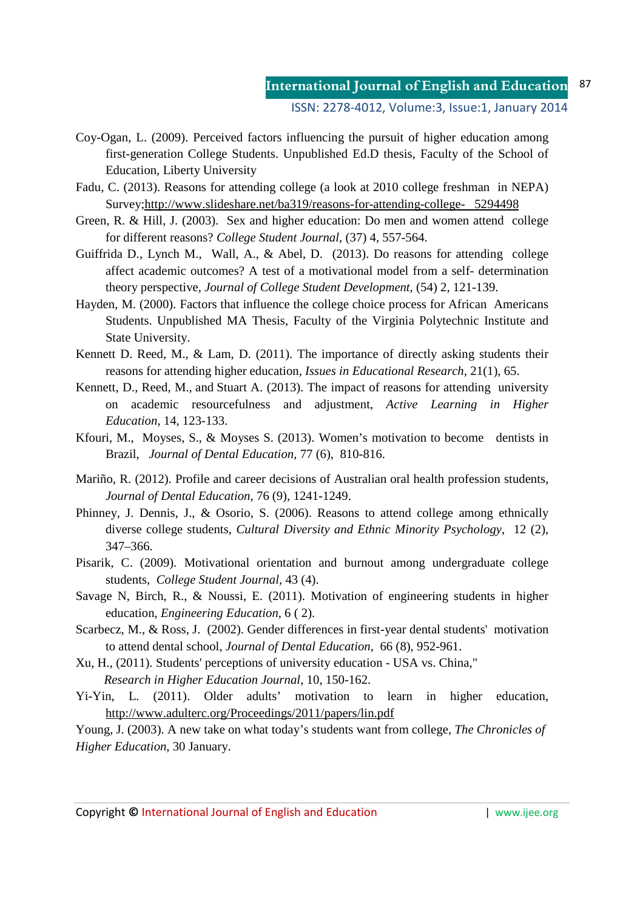Coy-Ogan, L. (2009). Perceived factors influencing the pursuit of higher education among first-generation College Students. Unpublished Ed.D thesis, Faculty of the School of Education, Liberty University

Fadu, C. (2013). Reasons for attending college (a look at 2010 college freshman in NEPA) Survey;http://www.slideshare.net/ba319/reasons-for-attending-college- 5294498

Green, R. & Hill, J. (2003). Sex and higher education: Do men and women attend college for different reasons? *College Student Journal*, (37) 4, 557-564.

Guiffrida D., Lynch M., Wall, A., & Abel, D. (2013). Do reasons for attending college affect academic outcomes? A test of a motivational model from a self- determination theory perspective, *Journal of College Student Development*, (54) 2, 121-139.

Hayden, M. (2000). Factors that influence the college choice process for African Americans Students. Unpublished MA Thesis, Faculty of the Virginia Polytechnic Institute and State University.

Kennett D. Reed, M., & Lam, D. (2011). The importance of directly asking students their reasons for attending higher education, *Issues in Educational Research*, 21(1), 65.

Kennett, D., Reed, M., and Stuart A. (2013). The impact of reasons for attending university on academic resourcefulness and adjustment, *Active Learning in Higher Education*, 14, 123-133.

Kfouri, M., Moyses, S., & Moyses S. (2013). Women's motivation to become dentists in Brazil, *Journal of Dental Education*, 77 (6), 810-816.

Mariño, R. (2012). Profile and career decisions of Australian oral health profession students, *Journal of Dental Education*, 76 (9), 1241-1249.

Phinney, J. Dennis, J., & Osorio, S. (2006). Reasons to attend college among ethnically diverse college students, *Cultural Diversity and Ethnic Minority Psychology*, 12 (2), 347–366.

Pisarik, C. (2009). Motivational orientation and burnout among undergraduate college students, *College Student Journal,* 43 (4).

Savage N, Birch, R., & Noussi, E. (2011). Motivation of engineering students in higher education, *Engineering Education*, 6 ( 2).

Scarbecz, M., & Ross, J. (2002). Gender differences in first-year dental students' motivation to attend dental school, *Journal of Dental Education*, 66 (8), 952-961.

Xu, H., (2011). Students' perceptions of university education - USA vs. China," *Research in Higher Education Journal*, 10, 150-162.

Yi-Yin, L. (2011). Older adults' motivation to learn in higher education, http://www.adulterc.org/Proceedings/2011/papers/lin.pdf

Young, J. (2003). A new take on what today's students want from college, *The Chronicles of Higher Education*, 30 January.